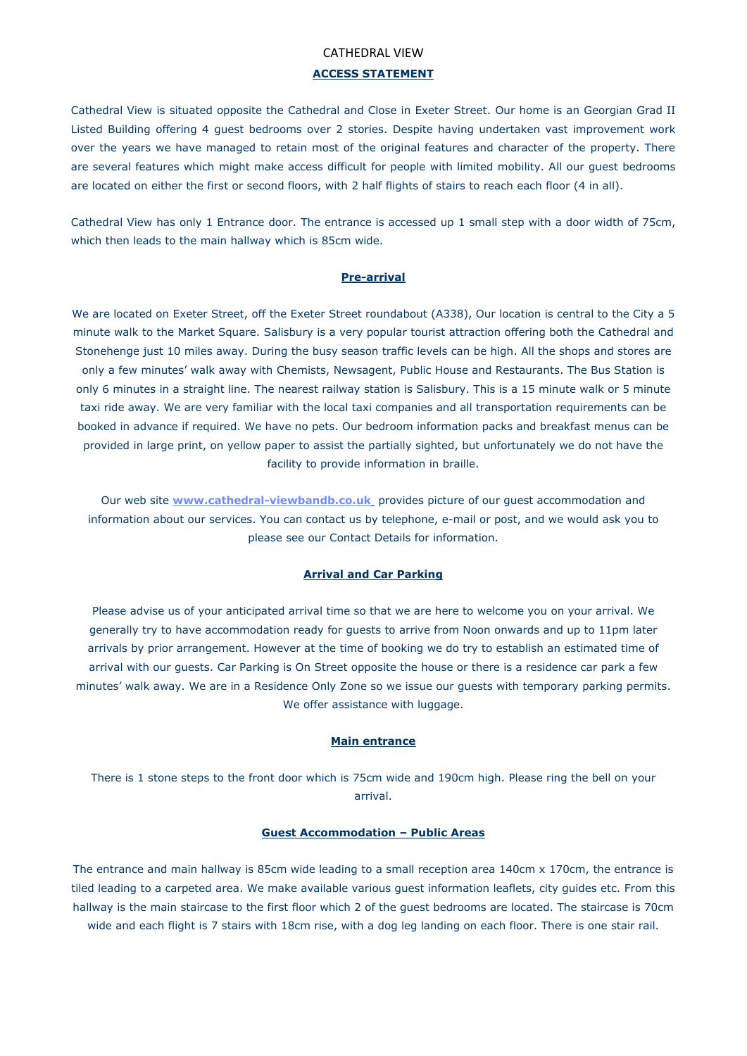# CATHEDRAL VIEW

## ACCESS STATEMENT

Cathedral View is situated opposite the Cathedral and Close in Exeter Street. Our home is an Georgian Grad II Listed Building offering 4 guest bedrooms over 2 stories. Despite having undertaken vast improvement work over the years we have managed to retain most of the original features and character of the property. There are several features which might make access difficult for people with limited mobility. All our guest bedrooms are located on either the first or second floors, with 2 half flights of stairs to reach each floor (4 in all).

Cathedral View has only 1 Entrance door. The entrance is accessed up 1 small step with a door width of 75cm, which then leads to the main hallway which is 85cm wide.

## Pre-arrival

We are located on Exeter Street, off the Exeter Street roundabout (A338), Our location is central to the City a 5 minute walk to the Market Square. Salisbury is a very popular tourist attraction offering both the Cathedral and Stonehenge just 10 miles away. During the busy season traffic levels can be high. All the shops and stores are only a few minutes' walk away with Chemists, Newsagent, Public House and Restaurants. The Bus Station is only 6 minutes in a straight line. The nearest railway station is Salisbury. This is a 15 minute walk or 5 minute taxi ride away. We are very familiar with the local taxi companies and all transportation requirements can be booked in advance if required. We have no pets. Our bedroom information packs and breakfast menus can be provided in large print, on yellow paper to assist the partially sighted, but unfortunately we do not have the facility to provide information in braille.

Our web site **www.cathedral-viewbandb.co.uk** provides picture of our guest accommodation and information about our services. You can contact us by telephone, e-mail or post, and we would ask you to please see our Contact Details for information.

## Arrival and Car Parking

Please advise us of your anticipated arrival time so that we are here to welcome you on your arrival. We generally try to have accommodation ready for guests to arrive from Noon onwards and up to 11pm later arrivals by prior arrangement. However at the time of booking we do try to establish an estimated time of arrival with our guests. Car Parking is On Street opposite the house or there is a residence car park a few minutes' walk away. We are in a Residence Only Zone so we issue our guests with temporary parking permits. We offer assistance with luggage.

## Main entrance

There is 1 stone steps to the front door which is 75cm wide and 190cm high. Please ring the bell on your arrival.

## Guest Accommodation – Public Areas

The entrance and main hallway is 85cm wide leading to a small reception area 140cm x 170cm, the entrance is tiled leading to a carpeted area. We make available various guest information leaflets, city guides etc. From this hallway is the main staircase to the first floor which 2 of the guest bedrooms are located. The staircase is 70cm wide and each flight is 7 stairs with 18cm rise, with a dog leg landing on each floor. There is one stair rail.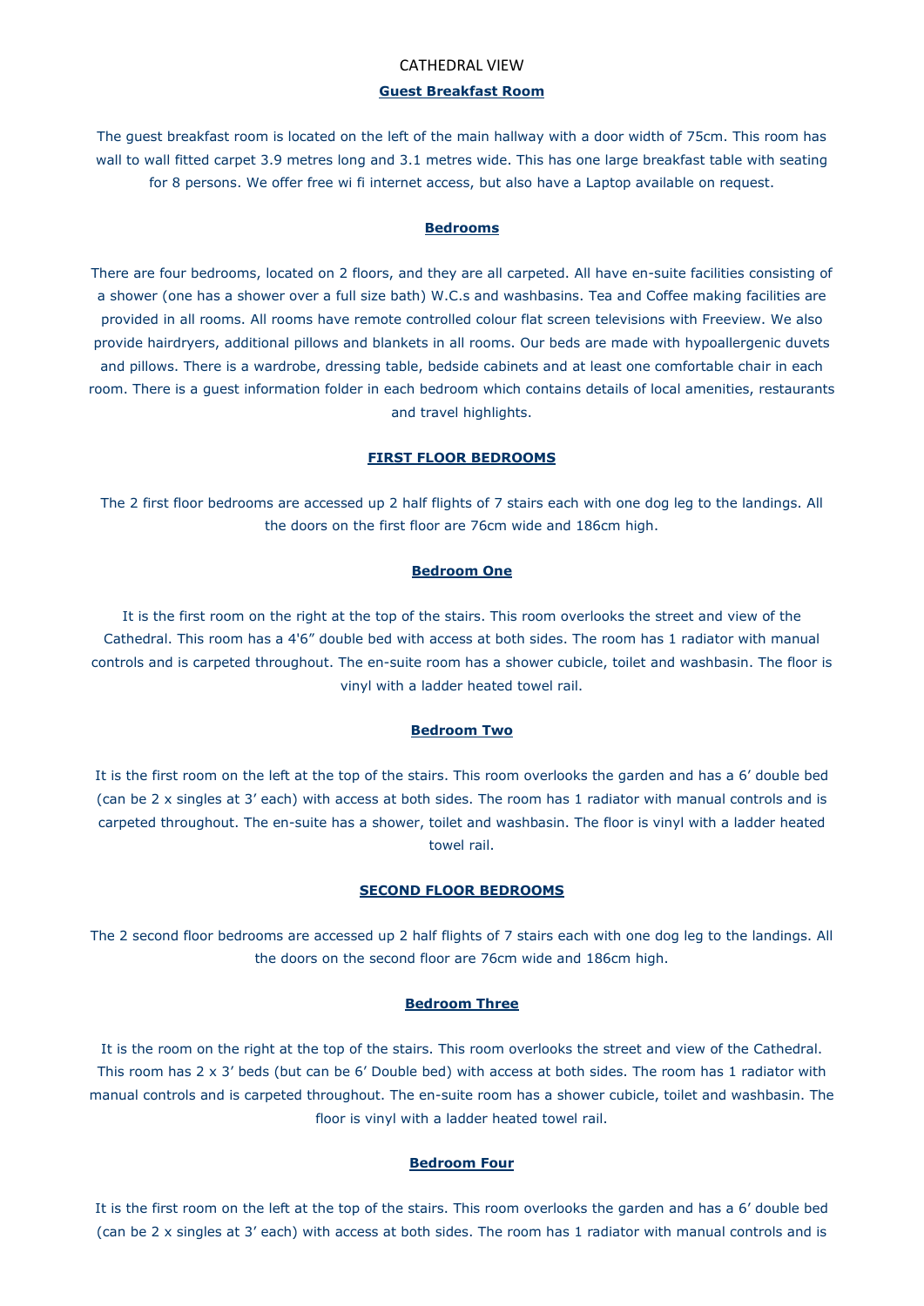CATHEDRAL VIEW

## Guest Breakfast Room

The guest breakfast room is located on the left of the main hallway with a door width of 75cm. This room has wall to wall fitted carpet 3.9 metres long and 3.1 metres wide. This has one large breakfast table with seating for 8 persons. We offer free wi fi internet access, but also have a Laptop available on request.

## Bedrooms

There are four bedrooms, located on 2 floors, and they are all carpeted. All have en-suite facilities consisting of a shower (one has a shower over a full size bath) W.C.s and washbasins. Tea and Coffee making facilities are provided in all rooms. All rooms have remote controlled colour flat screen televisions with Freeview. We also provide hairdryers, additional pillows and blankets in all rooms. Our beds are made with hypoallergenic duvets and pillows. There is a wardrobe, dressing table, bedside cabinets and at least one comfortable chair in each room. There is a guest information folder in each bedroom which contains details of local amenities, restaurants and travel highlights.

## FIRST FLOOR BEDROOMS

The 2 first floor bedrooms are accessed up 2 half flights of 7 stairs each with one dog leg to the landings. All the doors on the first floor are 76cm wide and 186cm high.

### Bedroom One

It is the first room on the right at the top of the stairs. This room overlooks the street and view of the Cathedral. This room has a 4'6" double bed with access at both sides. The room has 1 radiator with manual controls and is carpeted throughout. The en-suite room has a shower cubicle, toilet and washbasin. The floor is vinyl with a ladder heated towel rail.

### Bedroom Two

It is the first room on the left at the top of the stairs. This room overlooks the garden and has a 6' double bed (can be 2 x singles at 3' each) with access at both sides. The room has 1 radiator with manual controls and is carpeted throughout. The en-suite has a shower, toilet and washbasin. The floor is vinyl with a ladder heated towel rail.

## SECOND FLOOR BEDROOMS

The 2 second floor bedrooms are accessed up 2 half flights of 7 stairs each with one dog leg to the landings. All the doors on the second floor are 76cm wide and 186cm high.

### Bedroom Three

It is the room on the right at the top of the stairs. This room overlooks the street and view of the Cathedral. This room has 2 x 3' beds (but can be 6' Double bed) with access at both sides. The room has 1 radiator with manual controls and is carpeted throughout. The en-suite room has a shower cubicle, toilet and washbasin. The floor is vinyl with a ladder heated towel rail.

### Bedroom Four

It is the first room on the left at the top of the stairs. This room overlooks the garden and has a 6' double bed (can be 2 x singles at 3' each) with access at both sides. The room has 1 radiator with manual controls and is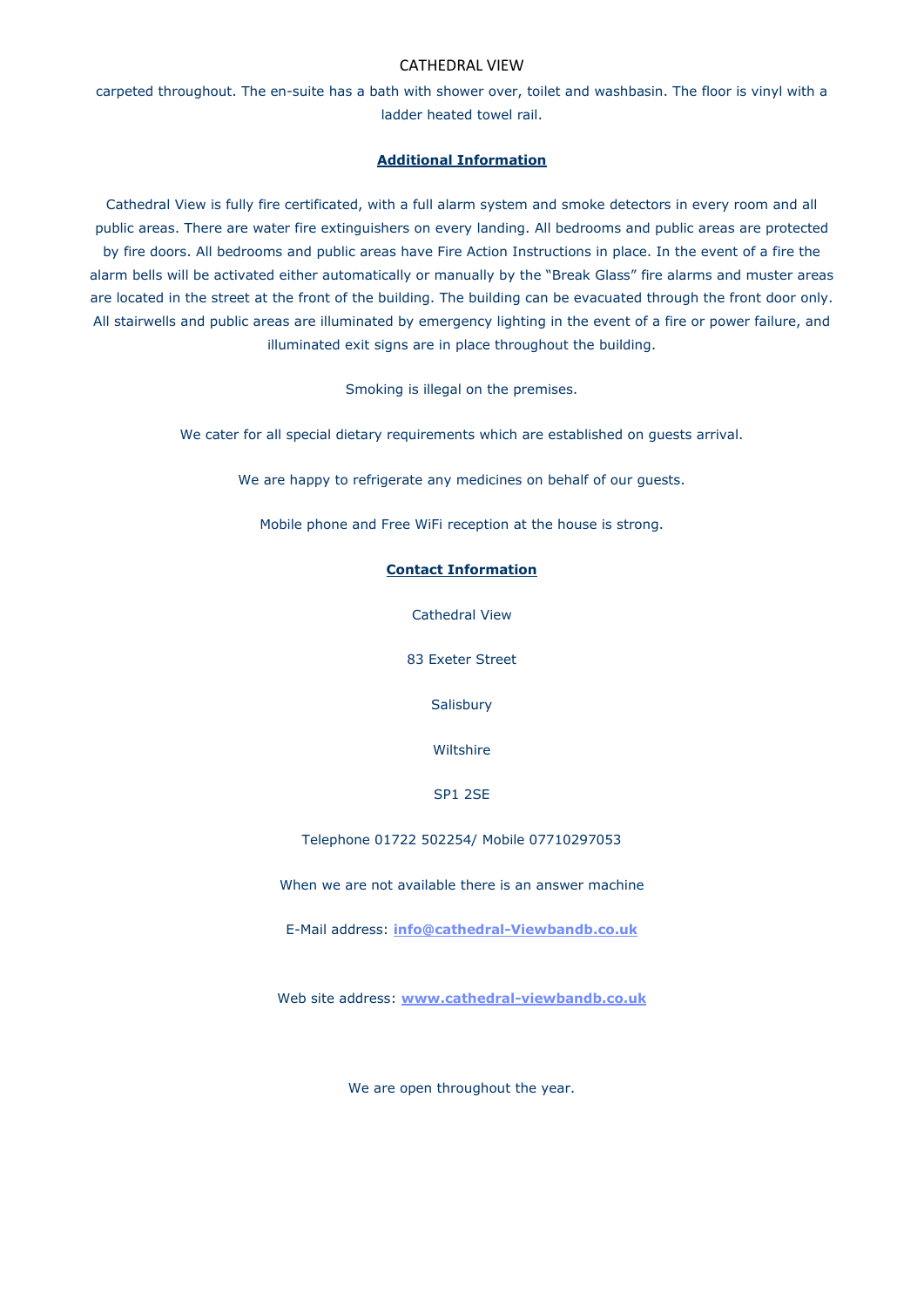carpeted throughout. The en-suite has a bath with shower over, toilet and washbasin. The floor is vinyl with a ladder heated towel rail.

## Additional Information

Cathedral View is fully fire certificated, with a full alarm system and smoke detectors in every room and all public areas. There are water fire extinguishers on every landing. All bedrooms and public areas are protected by fire doors. All bedrooms and public areas have Fire Action Instructions in place. In the event of a fire the alarm bells will be activated either automatically or manually by the "Break Glass" fire alarms and muster areas are located in the street at the front of the building. The building can be evacuated through the front door only. All stairwells and public areas are illuminated by emergency lighting in the event of a fire or power failure, and illuminated exit signs are in place throughout the building.

Smoking is illegal on the premises.

We cater for all special dietary requirements which are established on guests arrival.

We are happy to refrigerate any medicines on behalf of our guests.

Mobile phone and Free WiFi reception at the house is strong.

## Contact Information

Cathedral View

83 Exeter Street

Salisbury

Wiltshire

SP1 2SE

Telephone 01722 502254/ Mobile 07710297053

When we are not available there is an answer machine

E-Mail address: **info@cathedral-Viewbandb.co.uk**

Web site address: **www.cathedral-viewbandb.co.uk**

We are open throughout the year.